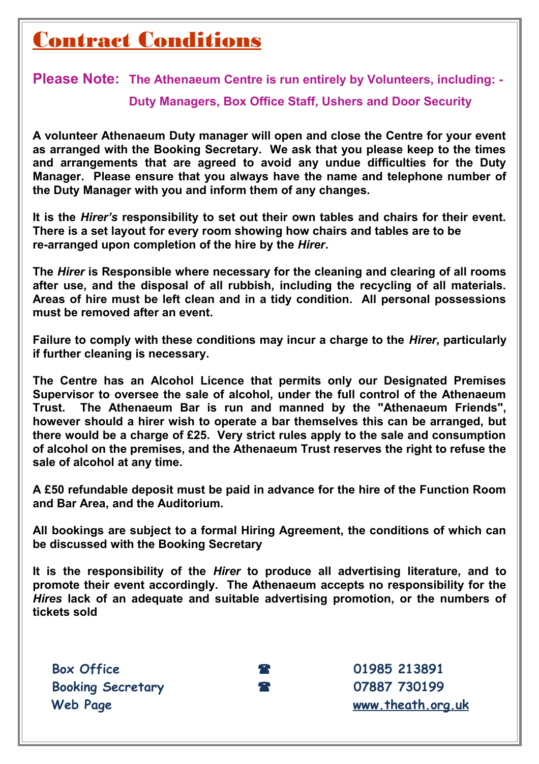# Contract Conditions

**Please Note: The Athenaeum Centre is run entirely by Volunteers, including: - Duty Managers, Box Office Staff, Ushers and Door Security**

**A volunteer Athenaeum Duty manager will open and close the Centre for your event as arranged with the Booking Secretary. We ask that you please keep to the times and arrangements that are agreed to avoid any undue difficulties for the Duty Manager. Please ensure that you always have the name and telephone number of the Duty Manager with you and inform them of any changes.**

**It is the *Hirer's* responsibility to set out their own tables and chairs for their event. There is a set layout for every room showing how chairs and tables are to be re-arranged upon completion of the hire by the *Hirer*.**

**The *Hirer* is Responsible where necessary for the cleaning and clearing of all rooms after use, and the disposal of all rubbish, including the recycling of all materials. Areas of hire must be left clean and in a tidy condition. All personal possessions must be removed after an event.**

**Failure to comply with these conditions may incur a charge to the *Hirer*, particularly if further cleaning is necessary.**

**The Centre has an Alcohol Licence that permits only our Designated Premises Supervisor to oversee the sale of alcohol, under the full control of the Athenaeum Trust. The Athenaeum Bar is run and manned by the "Athenaeum Friends", however should a hirer wish to operate a bar themselves this can be arranged, but there would be a charge of £25. Very strict rules apply to the sale and consumption of alcohol on the premises, and the Athenaeum Trust reserves the right to refuse the sale of alcohol at any time.**

**A £50 refundable deposit must be paid in advance for the hire of the Function Room and Bar Area, and the Auditorium.**

**All bookings are subject to a formal Hiring Agreement, the conditions of which can be discussed with the Booking Secretary**

**It is the responsibility of the *Hirer* to produce all advertising literature, and to promote their event accordingly. The Athenaeum accepts no responsibility for the *Hires* lack of an adequate and suitable advertising promotion, or the numbers of tickets sold**

| | | |
|---|---|---|
| Box Office | ☎ | 01985 213891 |
| Booking Secretary | ☎ | 07887 730199 |
| Web Page | | www.theath.org.uk |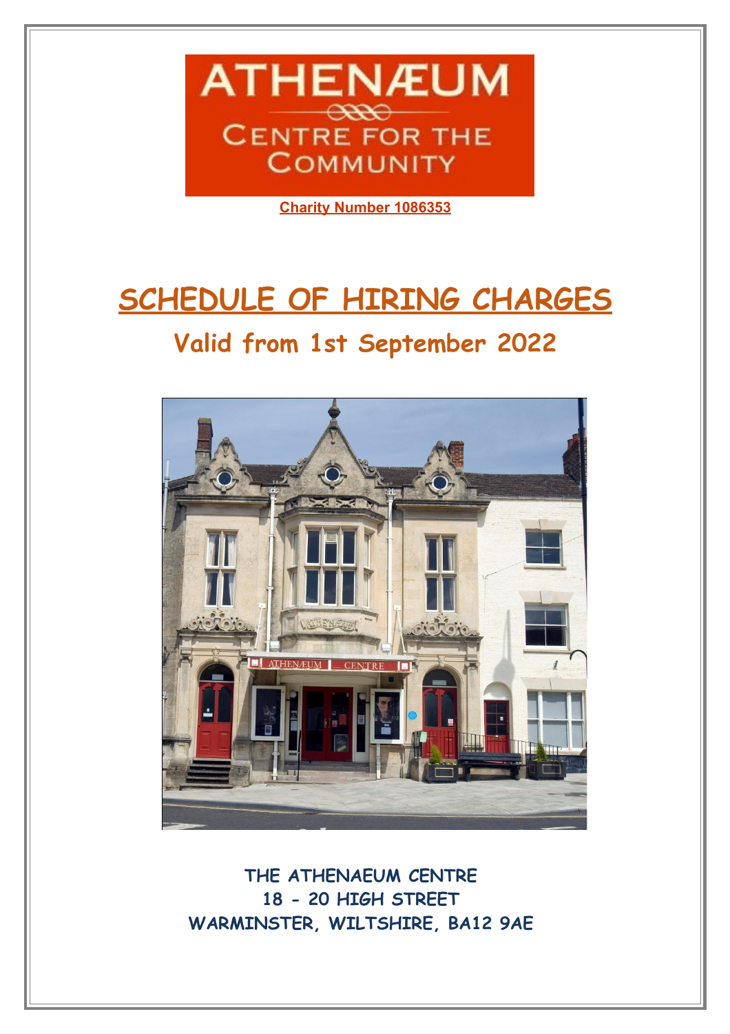# ATHENÆUM

CENTRE FOR THE COMMUNITY

**Charity Number 1086353**

# SCHEDULE OF HIRING CHARGES

## Valid from 1st September 2022

**THE ATHENAEUM CENTRE**
**18 - 20 HIGH STREET**
**WARMINSTER, WILTSHIRE, BA12 9AE**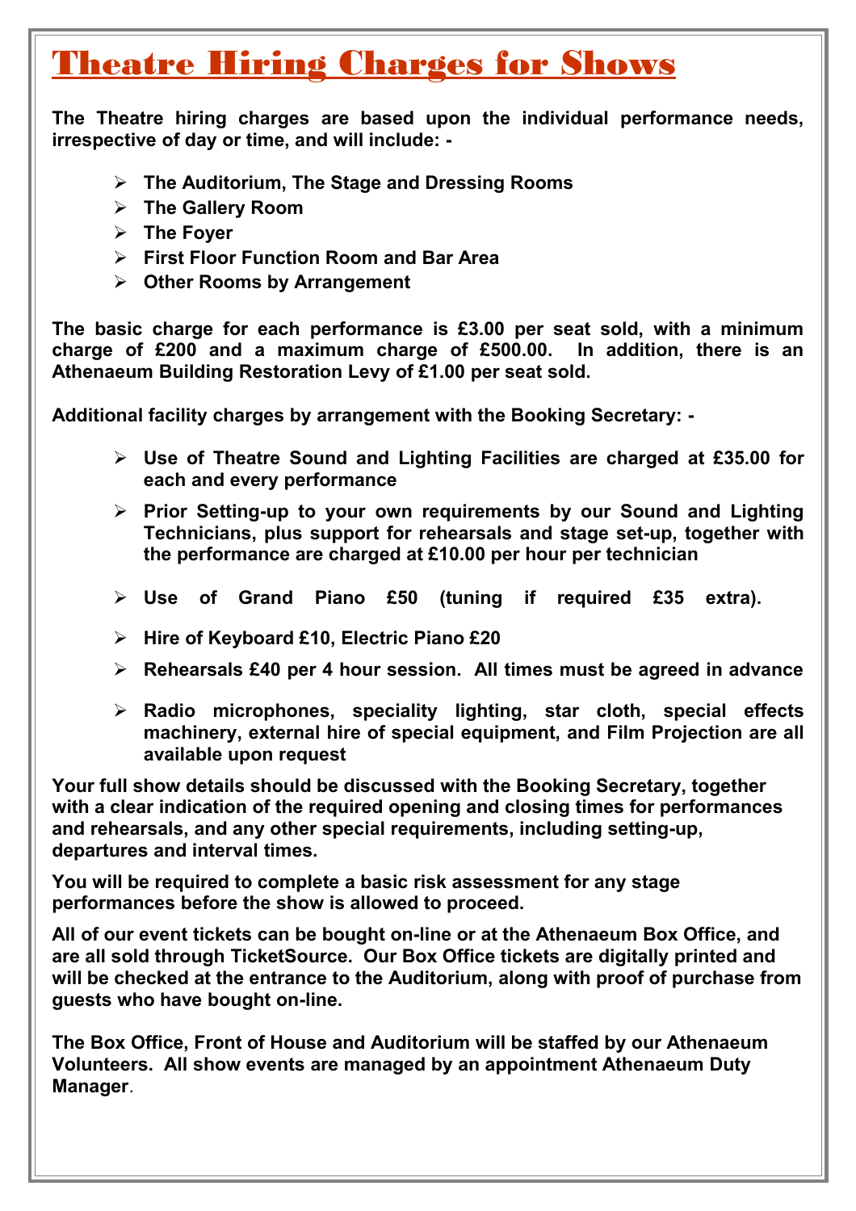# Theatre Hiring Charges for Shows

**The Theatre hiring charges are based upon the individual performance needs, irrespective of day or time, and will include: -**

- **The Auditorium, The Stage and Dressing Rooms**
- **The Gallery Room**
- **The Foyer**
- **First Floor Function Room and Bar Area**
- **Other Rooms by Arrangement**

**The basic charge for each performance is £3.00 per seat sold, with a minimum charge of £200 and a maximum charge of £500.00. In addition, there is an Athenaeum Building Restoration Levy of £1.00 per seat sold.**

**Additional facility charges by arrangement with the Booking Secretary: -**

- **Use of Theatre Sound and Lighting Facilities are charged at £35.00 for each and every performance**
- **Prior Setting-up to your own requirements by our Sound and Lighting Technicians, plus support for rehearsals and stage set-up, together with the performance are charged at £10.00 per hour per technician**
- **Use of Grand Piano £50 (tuning if required £35 extra).**
- **Hire of Keyboard £10, Electric Piano £20**
- **Rehearsals £40 per 4 hour session. All times must be agreed in advance**
- **Radio microphones, speciality lighting, star cloth, special effects machinery, external hire of special equipment, and Film Projection are all available upon request**

**Your full show details should be discussed with the Booking Secretary, together with a clear indication of the required opening and closing times for performances and rehearsals, and any other special requirements, including setting-up, departures and interval times.**

**You will be required to complete a basic risk assessment for any stage performances before the show is allowed to proceed.**

**All of our event tickets can be bought on-line or at the Athenaeum Box Office, and are all sold through TicketSource. Our Box Office tickets are digitally printed and will be checked at the entrance to the Auditorium, along with proof of purchase from guests who have bought on-line.**

**The Box Office, Front of House and Auditorium will be staffed by our Athenaeum Volunteers. All show events are managed by an appointment Athenaeum Duty Manager**.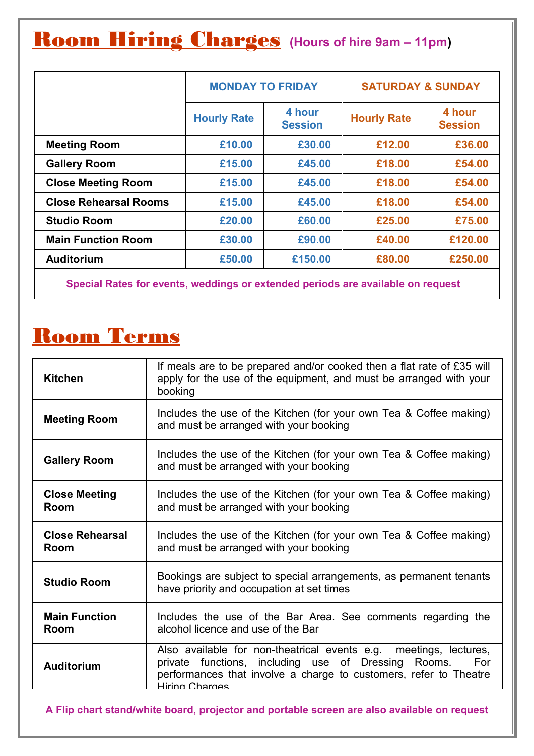# Room Hiring Charges (Hours of hire 9am – 11pm)

| | MONDAY TO FRIDAY | | SATURDAY & SUNDAY | |
|---|---|---|---|---|
| | Hourly Rate | 4 hour Session | Hourly Rate | 4 hour Session |
| **Meeting Room** | £10.00 | £30.00 | £12.00 | £36.00 |
| **Gallery Room** | £15.00 | £45.00 | £18.00 | £54.00 |
| **Close Meeting Room** | £15.00 | £45.00 | £18.00 | £54.00 |
| **Close Rehearsal Rooms** | £15.00 | £45.00 | £18.00 | £54.00 |
| **Studio Room** | £20.00 | £60.00 | £25.00 | £75.00 |
| **Main Function Room** | £30.00 | £90.00 | £40.00 | £120.00 |
| **Auditorium** | £50.00 | £150.00 | £80.00 | £250.00 |

**Special Rates for events, weddings or extended periods are available on request**

# Room Terms

| | |
|---|---|
| **Kitchen** | If meals are to be prepared and/or cooked then a flat rate of £35 will apply for the use of the equipment, and must be arranged with your booking |
| **Meeting Room** | Includes the use of the Kitchen (for your own Tea & Coffee making) and must be arranged with your booking |
| **Gallery Room** | Includes the use of the Kitchen (for your own Tea & Coffee making) and must be arranged with your booking |
| **Close Meeting Room** | Includes the use of the Kitchen (for your own Tea & Coffee making) and must be arranged with your booking |
| **Close Rehearsal Room** | Includes the use of the Kitchen (for your own Tea & Coffee making) and must be arranged with your booking |
| **Studio Room** | Bookings are subject to special arrangements, as permanent tenants have priority and occupation at set times |
| **Main Function Room** | Includes the use of the Bar Area. See comments regarding the alcohol licence and use of the Bar |
| **Auditorium** | Also available for non-theatrical events e.g. meetings, lectures, private functions, including use of Dressing Rooms. For performances that involve a charge to customers, refer to Theatre Hiring Charges |

**A Flip chart stand/white board, projector and portable screen are also available on request**